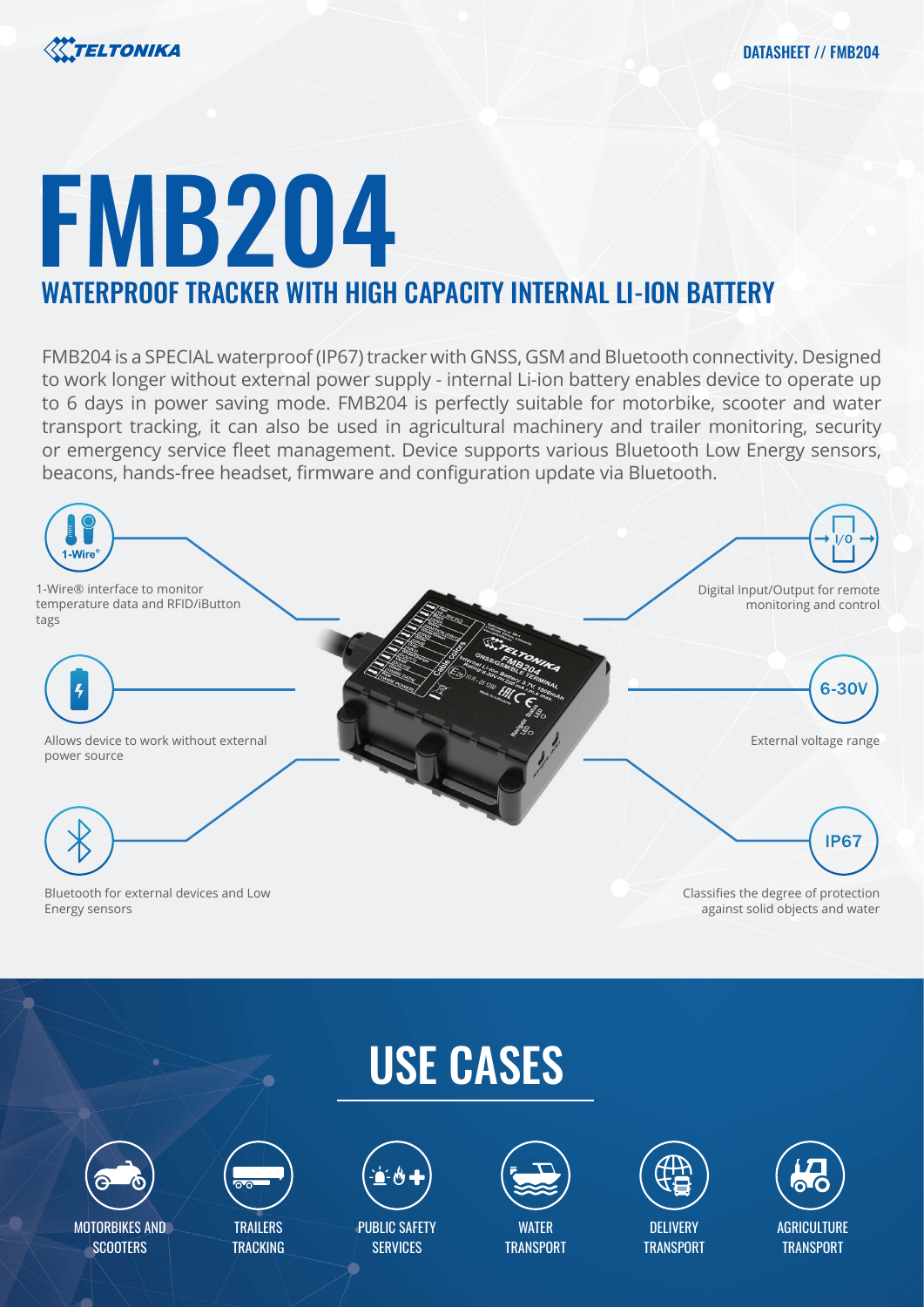# FMB204

## WATERPROOF TRACKER WITH HIGH CAPACITY INTERNAL LI-ION BATTERY

FMB204 is a SPECIAL waterproof (IP67) tracker with GNSS, GSM and Bluetooth connectivity. Designed to work longer without external power supply - internal Li-ion battery enables device to operate up to 6 days in power saving mode. FMB204 is perfectly suitable for motorbike, scooter and water transport tracking, it can also be used in agricultural machinery and trailer monitoring, security or emergency service fleet management. Device supports various Bluetooth Low Energy sensors, beacons, hands-free headset, firmware and configuration update via Bluetooth.

- 1-Wire® interface to monitor temperature data and RFID/iButton tags
- Allows device to work without external power source
- Bluetooth for external devices and Low Energy sensors
- Digital Input/Output for remote monitoring and control
- 6-30V: External voltage range
- IP67: Classifies the degree of protection against solid objects and water

## USE CASES

- MOTORBIKES AND SCOOTERS
- TRAILERS TRACKING
- PUBLIC SAFETY SERVICES
- WATER TRANSPORT
- DELIVERY TRANSPORT
- AGRICULTURE TRANSPORT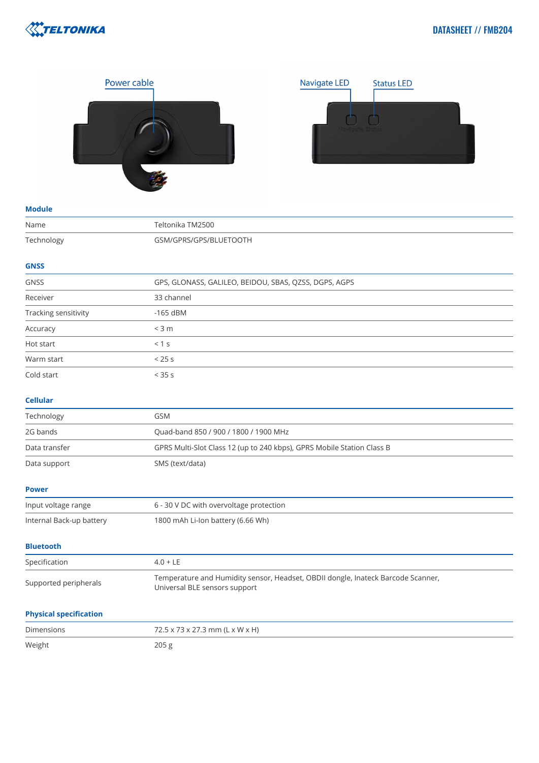Power cable

Navigate LED Status LED

## Module

| | |
|---|---|
| Name | Teltonika TM2500 |
| Technology | GSM/GPRS/GPS/BLUETOOTH |

## GNSS

| | |
|---|---|
| GNSS | GPS, GLONASS, GALILEO, BEIDOU, SBAS, QZSS, DGPS, AGPS |
| Receiver | 33 channel |
| Tracking sensitivity | -165 dBM |
| Accuracy | < 3 m |
| Hot start | < 1 s |
| Warm start | < 25 s |
| Cold start | < 35 s |

## Cellular

| | |
|---|---|
| Technology | GSM |
| 2G bands | Quad-band 850 / 900 / 1800 / 1900 MHz |
| Data transfer | GPRS Multi-Slot Class 12 (up to 240 kbps), GPRS Mobile Station Class B |
| Data support | SMS (text/data) |

## Power

| | |
|---|---|
| Input voltage range | 6 - 30 V DC with overvoltage protection |
| Internal Back-up battery | 1800 mAh Li-Ion battery (6.66 Wh) |

## Bluetooth

| | |
|---|---|
| Specification | 4.0 + LE |
| Supported peripherals | Temperature and Humidity sensor, Headset, OBDII dongle, Inateck Barcode Scanner, Universal BLE sensors support |

## Physical specification

| | |
|---|---|
| Dimensions | 72.5 x 73 x 27.3 mm (L x W x H) |
| Weight | 205 g |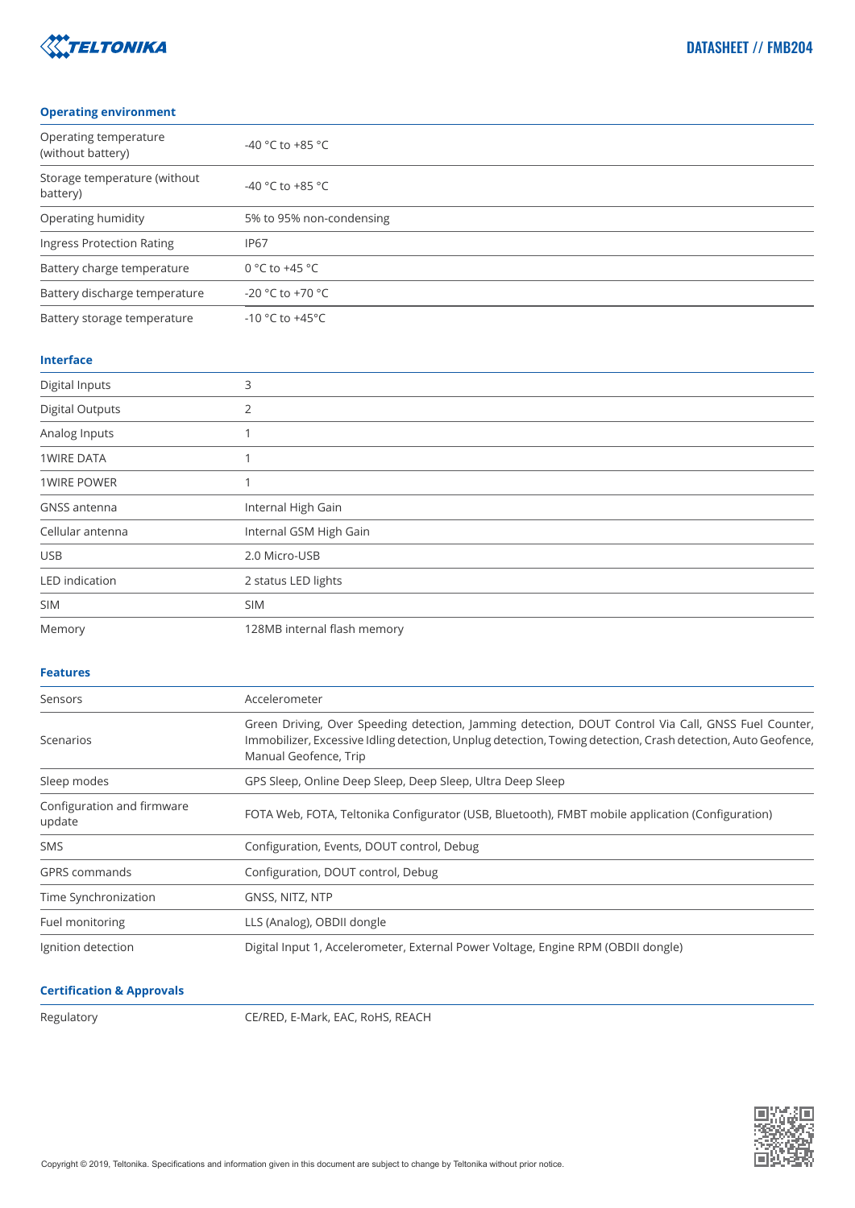## Operating environment

| | |
|---|---|
| Operating temperature (without battery) | -40 °C to +85 °C |
| Storage temperature (without battery) | -40 °C to +85 °C |
| Operating humidity | 5% to 95% non-condensing |
| Ingress Protection Rating | IP67 |
| Battery charge temperature | 0 °C to +45 °C |
| Battery discharge temperature | -20 °C to +70 °C |
| Battery storage temperature | -10 °C to +45°C |

## Interface

| | |
|---|---|
| Digital Inputs | 3 |
| Digital Outputs | 2 |
| Analog Inputs | 1 |
| 1WIRE DATA | 1 |
| 1WIRE POWER | 1 |
| GNSS antenna | Internal High Gain |
| Cellular antenna | Internal GSM High Gain |
| USB | 2.0 Micro-USB |
| LED indication | 2 status LED lights |
| SIM | SIM |
| Memory | 128MB internal flash memory |

## Features

| | |
|---|---|
| Sensors | Accelerometer |
| Scenarios | Green Driving, Over Speeding detection, Jamming detection, DOUT Control Via Call, GNSS Fuel Counter, Immobilizer, Excessive Idling detection, Unplug detection, Towing detection, Crash detection, Auto Geofence, Manual Geofence, Trip |
| Sleep modes | GPS Sleep, Online Deep Sleep, Deep Sleep, Ultra Deep Sleep |
| Configuration and firmware update | FOTA Web, FOTA, Teltonika Configurator (USB, Bluetooth), FMBT mobile application (Configuration) |
| SMS | Configuration, Events, DOUT control, Debug |
| GPRS commands | Configuration, DOUT control, Debug |
| Time Synchronization | GNSS, NITZ, NTP |
| Fuel monitoring | LLS (Analog), OBDII dongle |
| Ignition detection | Digital Input 1, Accelerometer, External Power Voltage, Engine RPM (OBDII dongle) |

## Certification & Approvals

| | |
|---|---|
| Regulatory | CE/RED, E-Mark, EAC, RoHS, REACH |

Copyright © 2019, Teltonika. Specifications and information given in this document are subject to change by Teltonika without prior notice.